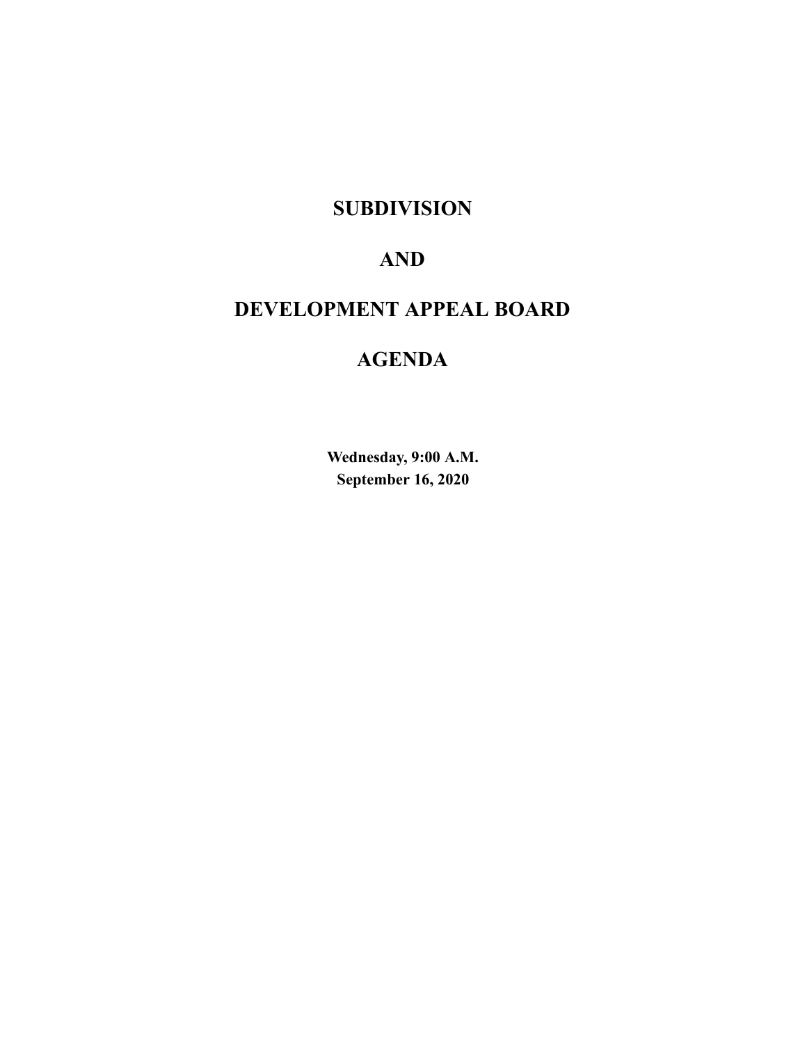# SUBDIVISION

# AND

# DEVELOPMENT APPEAL BOARD

# AGENDA

**Wednesday, 9:00 A.M.**
**September 16, 2020**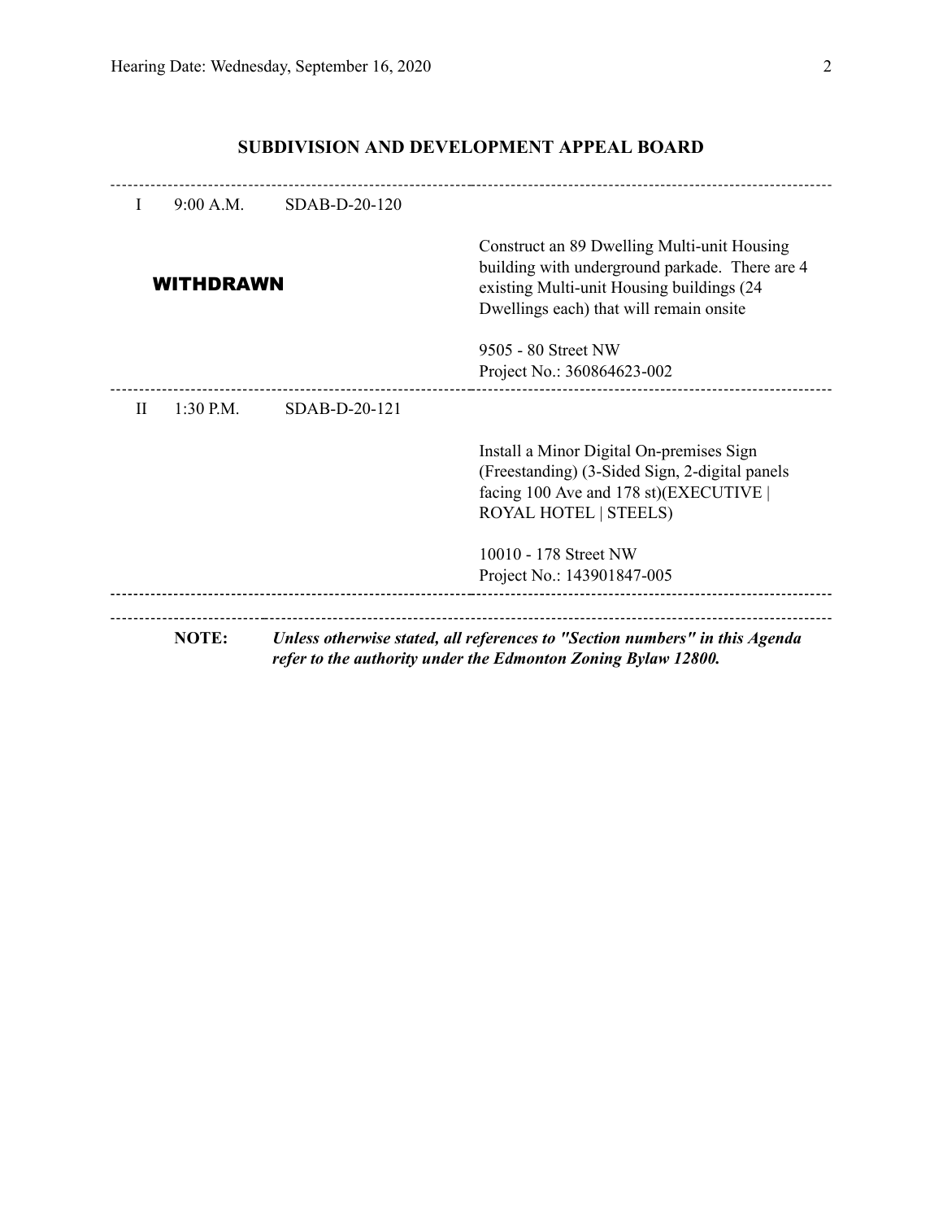## SUBDIVISION AND DEVELOPMENT APPEAL BOARD

---

I 9:00 A.M. SDAB-D-20-120

**WITHDRAWN**

Construct an 89 Dwelling Multi-unit Housing building with underground parkade. There are 4 existing Multi-unit Housing buildings (24 Dwellings each) that will remain onsite

9505 - 80 Street NW
Project No.: 360864623-002

---

II 1:30 P.M. SDAB-D-20-121

Install a Minor Digital On-premises Sign (Freestanding) (3-Sided Sign, 2-digital panels facing 100 Ave and 178 st)(EXECUTIVE | ROYAL HOTEL | STEELS)

10010 - 178 Street NW
Project No.: 143901847-005

---

---

**NOTE:** ***Unless otherwise stated, all references to "Section numbers" in this Agenda refer to the authority under the Edmonton Zoning Bylaw 12800.***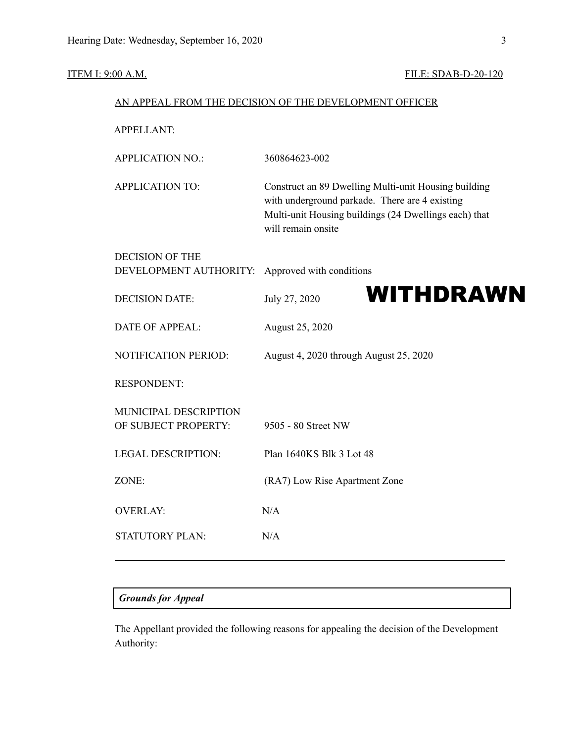ITEM I: 9:00 A.M. FILE: SDAB-D-20-120

AN APPEAL FROM THE DECISION OF THE DEVELOPMENT OFFICER

| | |
|---|---|
| APPELLANT: | |
| APPLICATION NO.: | 360864623-002 |
| APPLICATION TO: | Construct an 89 Dwelling Multi-unit Housing building with underground parkade. There are 4 existing Multi-unit Housing buildings (24 Dwellings each) that will remain onsite |
| DECISION OF THE DEVELOPMENT AUTHORITY: | Approved with conditions |
| DECISION DATE: | July 27, 2020 |
| DATE OF APPEAL: | August 25, 2020 |
| NOTIFICATION PERIOD: | August 4, 2020 through August 25, 2020 |
| RESPONDENT: | |
| MUNICIPAL DESCRIPTION OF SUBJECT PROPERTY: | 9505 - 80 Street NW |
| LEGAL DESCRIPTION: | Plan 1640KS Blk 3 Lot 48 |
| ZONE: | (RA7) Low Rise Apartment Zone |
| OVERLAY: | N/A |
| STATUTORY PLAN: | N/A |

**WITHDRAWN**

---

***Grounds for Appeal***

The Appellant provided the following reasons for appealing the decision of the Development Authority: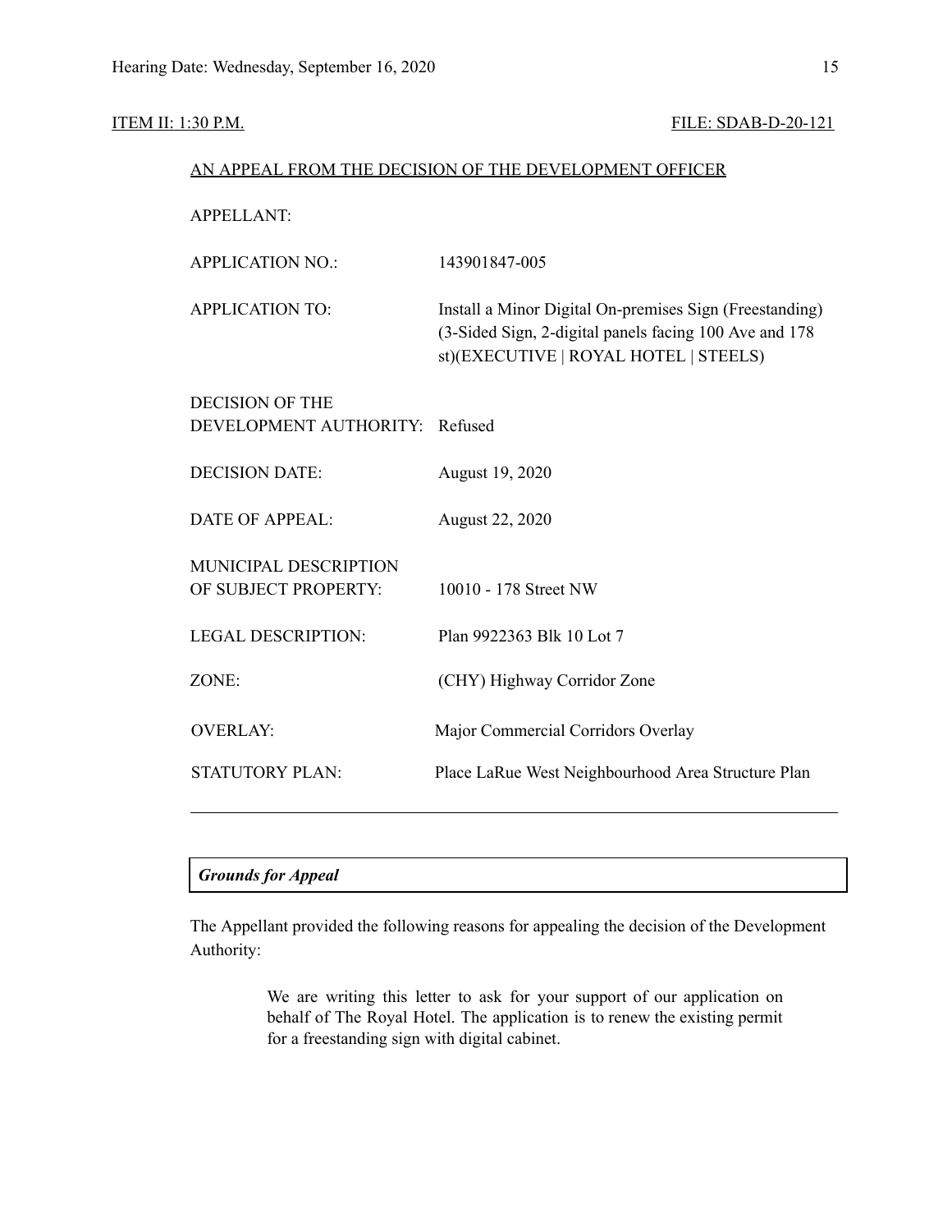ITEM II: 1:30 P.M. FILE: SDAB-D-20-121

AN APPEAL FROM THE DECISION OF THE DEVELOPMENT OFFICER

| | |
|---|---|
| APPELLANT: | |
| APPLICATION NO.: | 143901847-005 |
| APPLICATION TO: | Install a Minor Digital On-premises Sign (Freestanding) (3-Sided Sign, 2-digital panels facing 100 Ave and 178 st)(EXECUTIVE \| ROYAL HOTEL \| STEELS) |
| DECISION OF THE DEVELOPMENT AUTHORITY: | Refused |
| DECISION DATE: | August 19, 2020 |
| DATE OF APPEAL: | August 22, 2020 |
| MUNICIPAL DESCRIPTION OF SUBJECT PROPERTY: | 10010 - 178 Street NW |
| LEGAL DESCRIPTION: | Plan 9922363 Blk 10 Lot 7 |
| ZONE: | (CHY) Highway Corridor Zone |
| OVERLAY: | Major Commercial Corridors Overlay |
| STATUTORY PLAN: | Place LaRue West Neighbourhood Area Structure Plan |

***Grounds for Appeal***

The Appellant provided the following reasons for appealing the decision of the Development Authority:

> We are writing this letter to ask for your support of our application on behalf of The Royal Hotel. The application is to renew the existing permit for a freestanding sign with digital cabinet.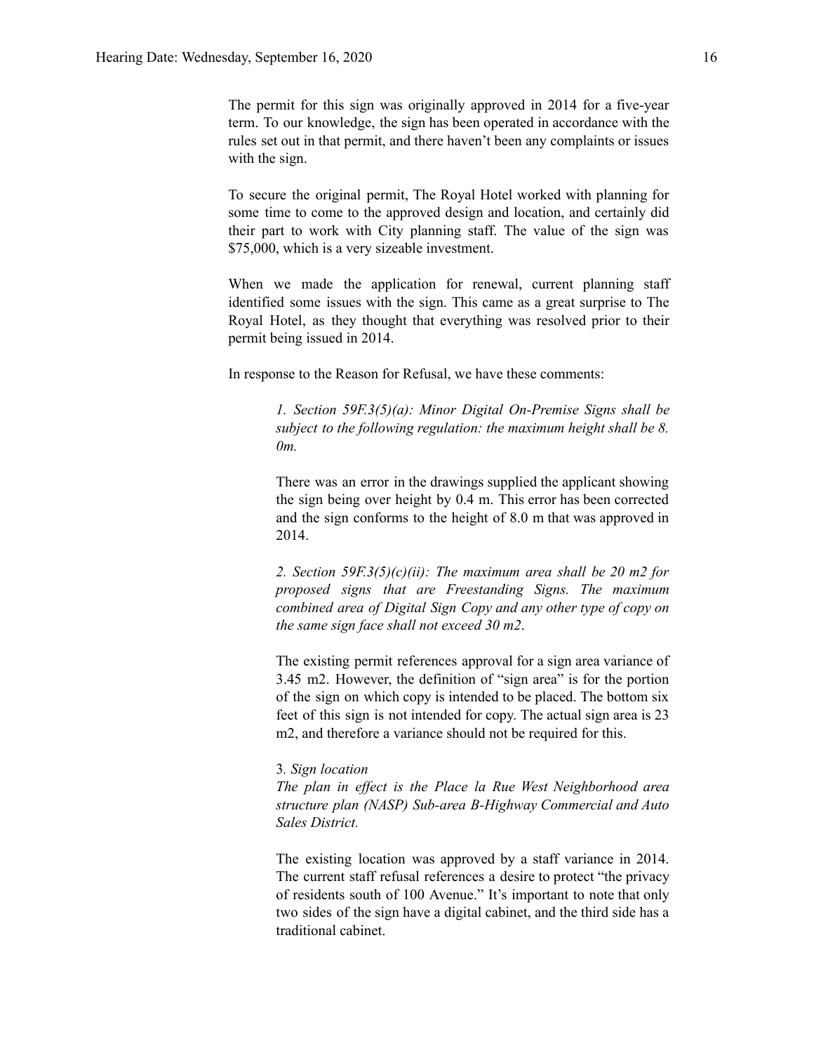The permit for this sign was originally approved in 2014 for a five-year term. To our knowledge, the sign has been operated in accordance with the rules set out in that permit, and there haven't been any complaints or issues with the sign.

To secure the original permit, The Royal Hotel worked with planning for some time to come to the approved design and location, and certainly did their part to work with City planning staff. The value of the sign was $75,000, which is a very sizeable investment.

When we made the application for renewal, current planning staff identified some issues with the sign. This came as a great surprise to The Royal Hotel, as they thought that everything was resolved prior to their permit being issued in 2014.

In response to the Reason for Refusal, we have these comments:

> *1. Section 59F.3(5)(a): Minor Digital On-Premise Signs shall be subject to the following regulation: the maximum height shall be 8. 0m.*
>
> There was an error in the drawings supplied the applicant showing the sign being over height by 0.4 m. This error has been corrected and the sign conforms to the height of 8.0 m that was approved in 2014.
>
> *2. Section 59F.3(5)(c)(ii): The maximum area shall be 20 m2 for proposed signs that are Freestanding Signs. The maximum combined area of Digital Sign Copy and any other type of copy on the same sign face shall not exceed 30 m2*.
>
> The existing permit references approval for a sign area variance of 3.45 m2. However, the definition of "sign area" is for the portion of the sign on which copy is intended to be placed. The bottom six feet of this sign is not intended for copy. The actual sign area is 23 m2, and therefore a variance should not be required for this.
>
> 3*. Sign location*
> *The plan in effect is the Place la Rue West Neighborhood area structure plan (NASP) Sub-area B-Highway Commercial and Auto Sales District.*
>
> The existing location was approved by a staff variance in 2014. The current staff refusal references a desire to protect "the privacy of residents south of 100 Avenue." It's important to note that only two sides of the sign have a digital cabinet, and the third side has a traditional cabinet.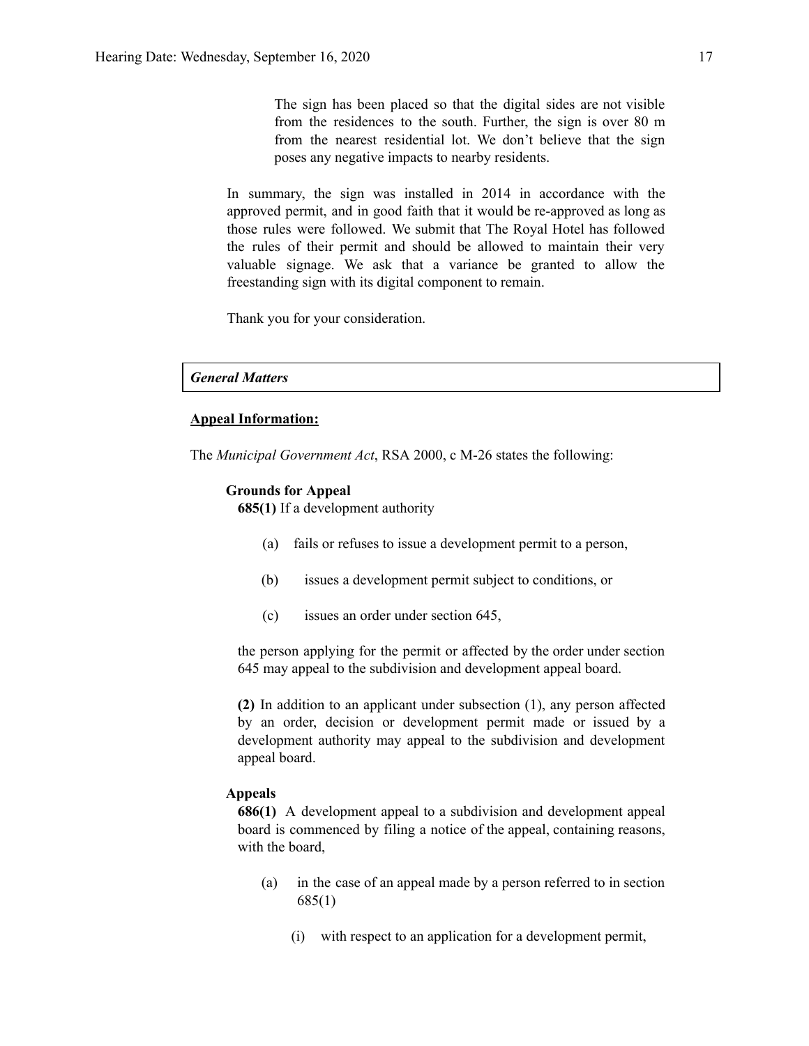> The sign has been placed so that the digital sides are not visible from the residences to the south. Further, the sign is over 80 m from the nearest residential lot. We don't believe that the sign poses any negative impacts to nearby residents.

In summary, the sign was installed in 2014 in accordance with the approved permit, and in good faith that it would be re-approved as long as those rules were followed. We submit that The Royal Hotel has followed the rules of their permit and should be allowed to maintain their very valuable signage. We ask that a variance be granted to allow the freestanding sign with its digital component to remain.

Thank you for your consideration.

### *General Matters*

**Appeal Information:**

The *Municipal Government Act*, RSA 2000, c M-26 states the following:

**Grounds for Appeal**

**685(1)** If a development authority

(a) fails or refuses to issue a development permit to a person,

(b) issues a development permit subject to conditions, or

(c) issues an order under section 645,

the person applying for the permit or affected by the order under section 645 may appeal to the subdivision and development appeal board.

**(2)** In addition to an applicant under subsection (1), any person affected by an order, decision or development permit made or issued by a development authority may appeal to the subdivision and development appeal board.

**Appeals**

**686(1)** A development appeal to a subdivision and development appeal board is commenced by filing a notice of the appeal, containing reasons, with the board,

(a) in the case of an appeal made by a person referred to in section 685(1)

(i) with respect to an application for a development permit,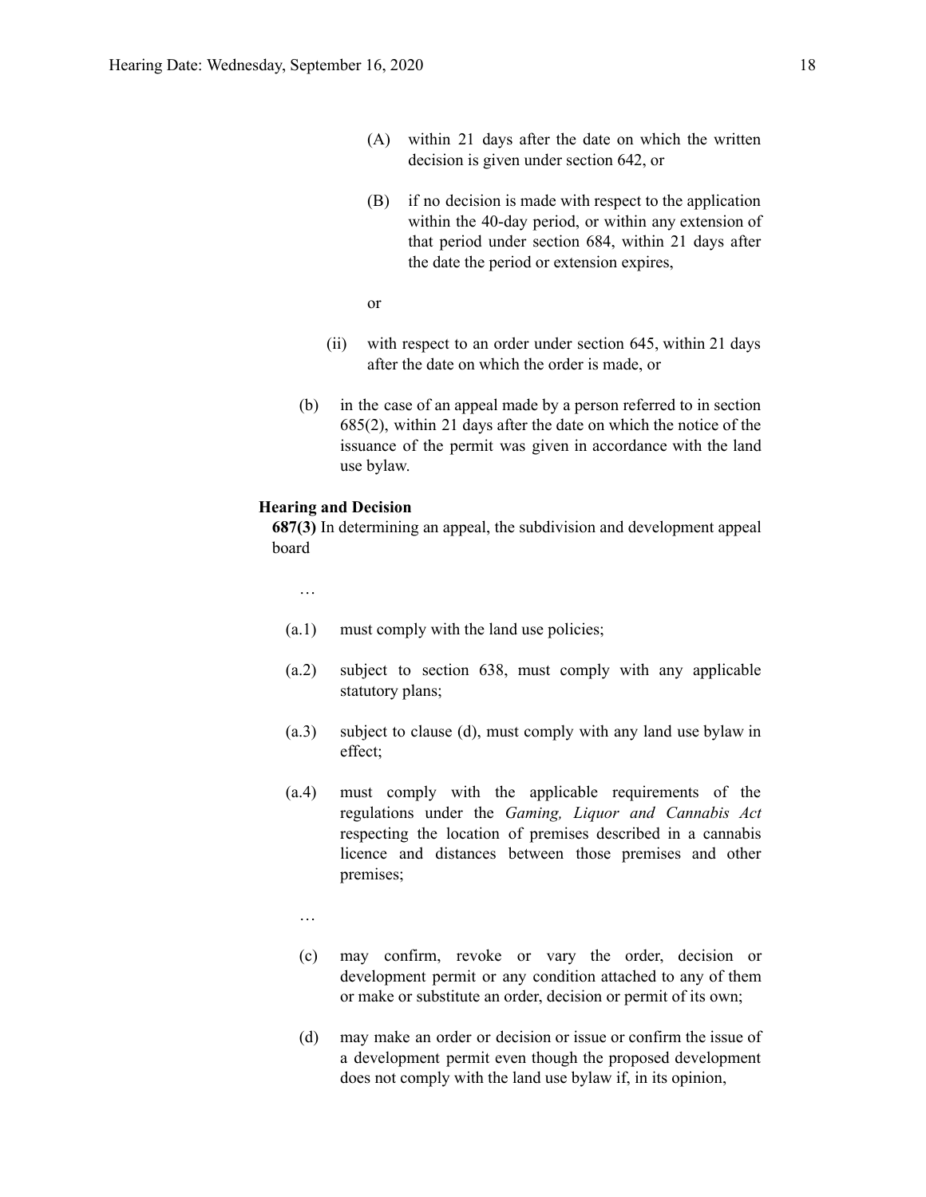(A) within 21 days after the date on which the written decision is given under section 642, or

(B) if no decision is made with respect to the application within the 40-day period, or within any extension of that period under section 684, within 21 days after the date the period or extension expires,

or

(ii) with respect to an order under section 645, within 21 days after the date on which the order is made, or

(b) in the case of an appeal made by a person referred to in section 685(2), within 21 days after the date on which the notice of the issuance of the permit was given in accordance with the land use bylaw.

**Hearing and Decision**

**687(3)** In determining an appeal, the subdivision and development appeal board

…

(a.1) must comply with the land use policies;

(a.2) subject to section 638, must comply with any applicable statutory plans;

(a.3) subject to clause (d), must comply with any land use bylaw in effect;

(a.4) must comply with the applicable requirements of the regulations under the *Gaming, Liquor and Cannabis Act* respecting the location of premises described in a cannabis licence and distances between those premises and other premises;

…

(c) may confirm, revoke or vary the order, decision or development permit or any condition attached to any of them or make or substitute an order, decision or permit of its own;

(d) may make an order or decision or issue or confirm the issue of a development permit even though the proposed development does not comply with the land use bylaw if, in its opinion,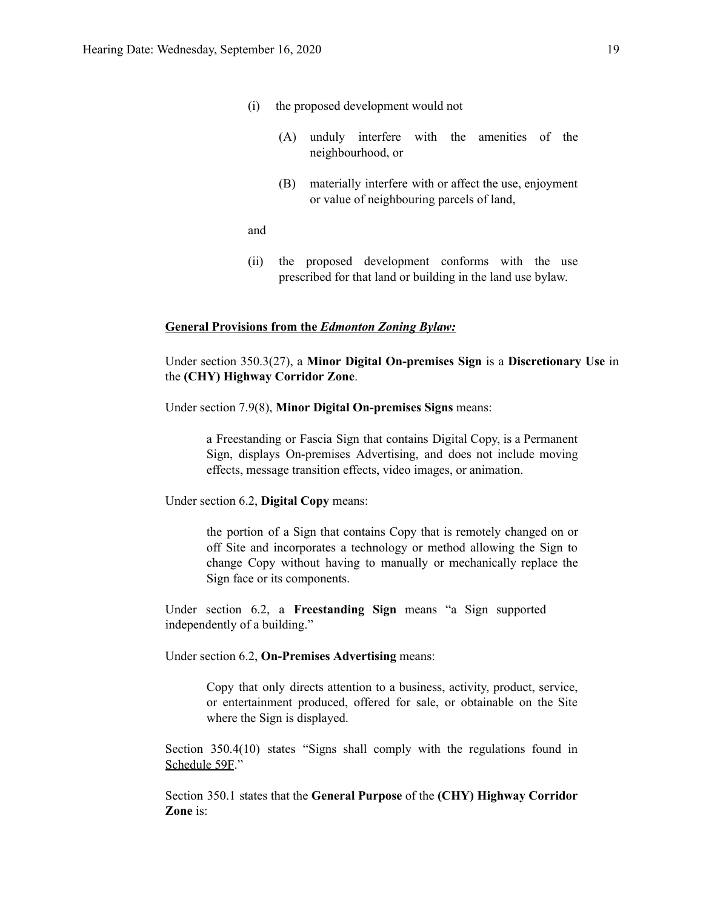(i) the proposed development would not

(A) unduly interfere with the amenities of the neighbourhood, or

(B) materially interfere with or affect the use, enjoyment or value of neighbouring parcels of land,

and

(ii) the proposed development conforms with the use prescribed for that land or building in the land use bylaw.

**General Provisions from the *Edmonton Zoning Bylaw:***

Under section 350.3(27), a **Minor Digital On-premises Sign** is a **Discretionary Use** in the **(CHY) Highway Corridor Zone**.

Under section 7.9(8), **Minor Digital On-premises Signs** means:

> a Freestanding or Fascia Sign that contains Digital Copy, is a Permanent Sign, displays On-premises Advertising, and does not include moving effects, message transition effects, video images, or animation.

Under section 6.2, **Digital Copy** means:

> the portion of a Sign that contains Copy that is remotely changed on or off Site and incorporates a technology or method allowing the Sign to change Copy without having to manually or mechanically replace the Sign face or its components.

Under section 6.2, a **Freestanding Sign** means "a Sign supported independently of a building."

Under section 6.2, **On-Premises Advertising** means:

> Copy that only directs attention to a business, activity, product, service, or entertainment produced, offered for sale, or obtainable on the Site where the Sign is displayed.

Section 350.4(10) states "Signs shall comply with the regulations found in Schedule 59F."

Section 350.1 states that the **General Purpose** of the **(CHY) Highway Corridor Zone** is: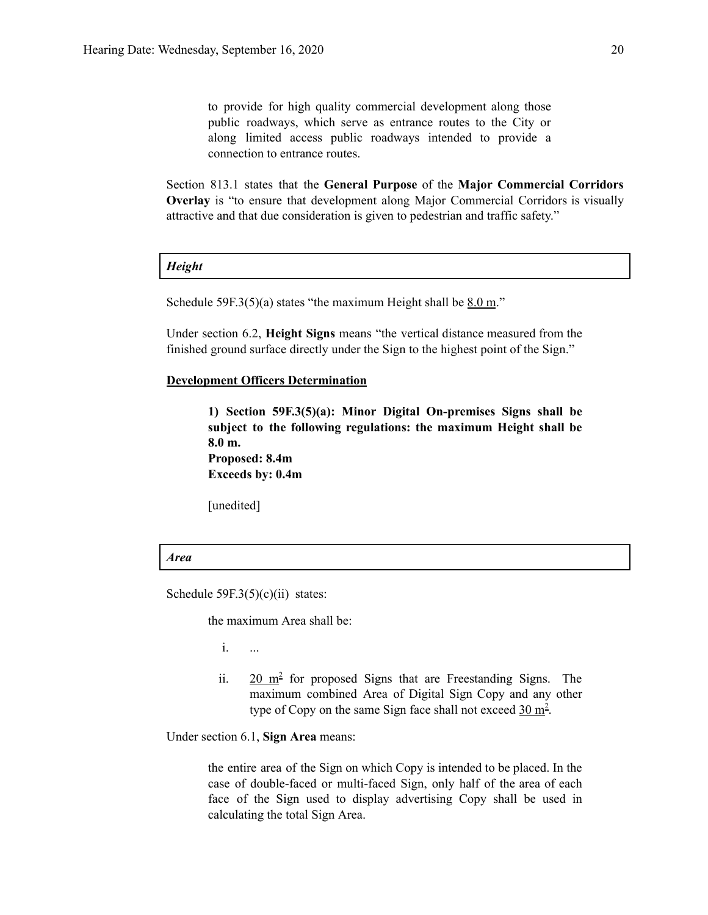to provide for high quality commercial development along those public roadways, which serve as entrance routes to the City or along limited access public roadways intended to provide a connection to entrance routes.

Section 813.1 states that the **General Purpose** of the **Major Commercial Corridors Overlay** is "to ensure that development along Major Commercial Corridors is visually attractive and that due consideration is given to pedestrian and traffic safety."

### *Height*

Schedule 59F.3(5)(a) states "the maximum Height shall be 8.0 m."

Under section 6.2, **Height Signs** means "the vertical distance measured from the finished ground surface directly under the Sign to the highest point of the Sign."

**Development Officers Determination**

> **1) Section 59F.3(5)(a): Minor Digital On-premises Signs shall be subject to the following regulations: the maximum Height shall be 8.0 m.**
> **Proposed: 8.4m**
> **Exceeds by: 0.4m**
>
> [unedited]

### *Area*

Schedule 59F.3(5)(c)(ii) states:

> the maximum Area shall be:
>
> i. ...
>
> ii. 20 $m^2$ for proposed Signs that are Freestanding Signs. The maximum combined Area of Digital Sign Copy and any other type of Copy on the same Sign face shall not exceed 30 $m^2$.

Under section 6.1, **Sign Area** means:

> the entire area of the Sign on which Copy is intended to be placed. In the case of double-faced or multi-faced Sign, only half of the area of each face of the Sign used to display advertising Copy shall be used in calculating the total Sign Area.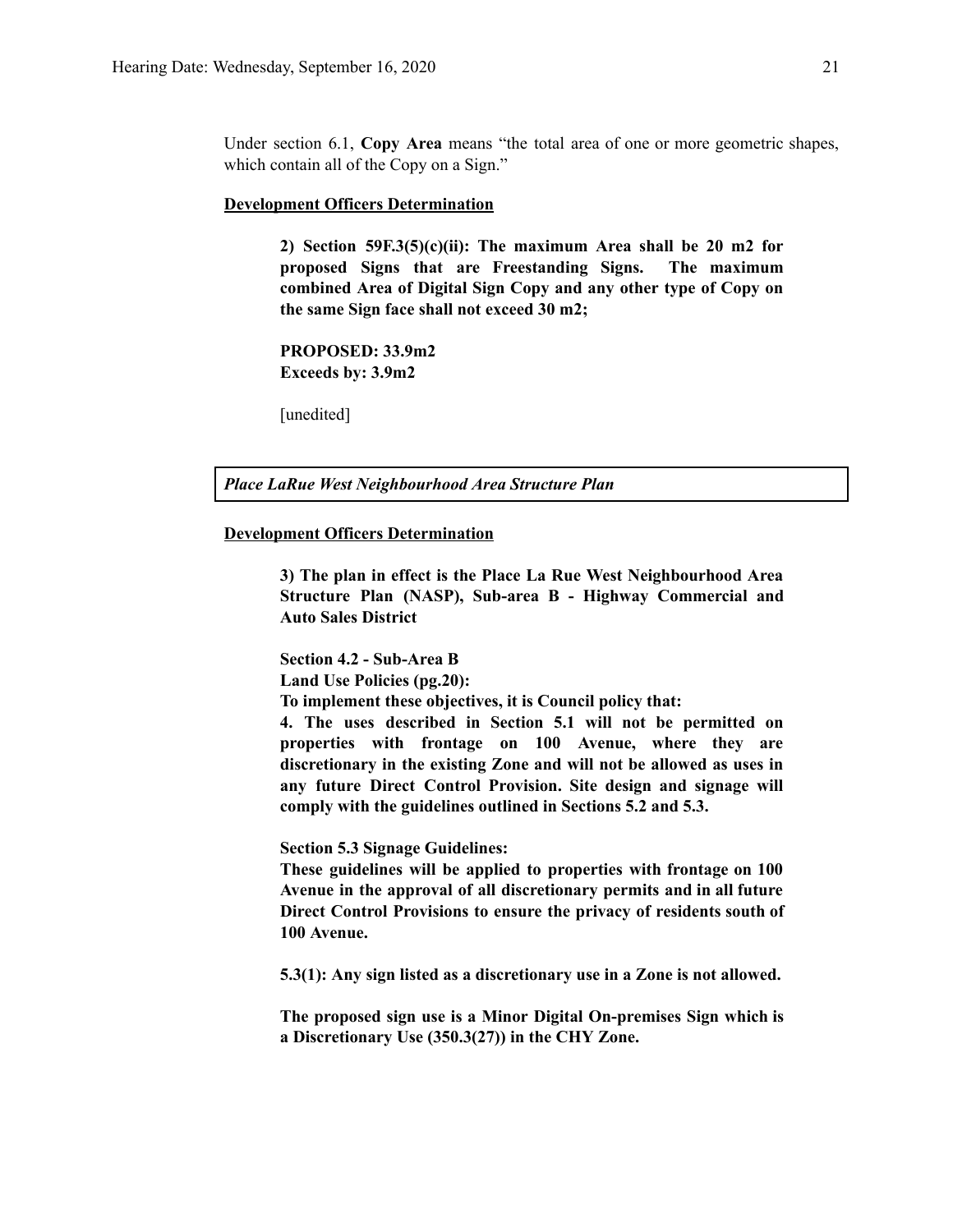Under section 6.1, **Copy Area** means "the total area of one or more geometric shapes, which contain all of the Copy on a Sign."

**Development Officers Determination**

> **2) Section 59F.3(5)(c)(ii): The maximum Area shall be 20 m2 for proposed Signs that are Freestanding Signs. The maximum combined Area of Digital Sign Copy and any other type of Copy on the same Sign face shall not exceed 30 m2;**
>
> **PROPOSED: 33.9m2**
> **Exceeds by: 3.9m2**
>
> [unedited]

***Place LaRue West Neighbourhood Area Structure Plan***

**Development Officers Determination**

> **3) The plan in effect is the Place La Rue West Neighbourhood Area Structure Plan (NASP), Sub-area B - Highway Commercial and Auto Sales District**
>
> **Section 4.2 - Sub-Area B**
> **Land Use Policies (pg.20):**
> **To implement these objectives, it is Council policy that:**
> **4. The uses described in Section 5.1 will not be permitted on properties with frontage on 100 Avenue, where they are discretionary in the existing Zone and will not be allowed as uses in any future Direct Control Provision. Site design and signage will comply with the guidelines outlined in Sections 5.2 and 5.3.**
>
> **Section 5.3 Signage Guidelines:**
> **These guidelines will be applied to properties with frontage on 100 Avenue in the approval of all discretionary permits and in all future Direct Control Provisions to ensure the privacy of residents south of 100 Avenue.**
>
> **5.3(1): Any sign listed as a discretionary use in a Zone is not allowed.**
>
> **The proposed sign use is a Minor Digital On-premises Sign which is a Discretionary Use (350.3(27)) in the CHY Zone.**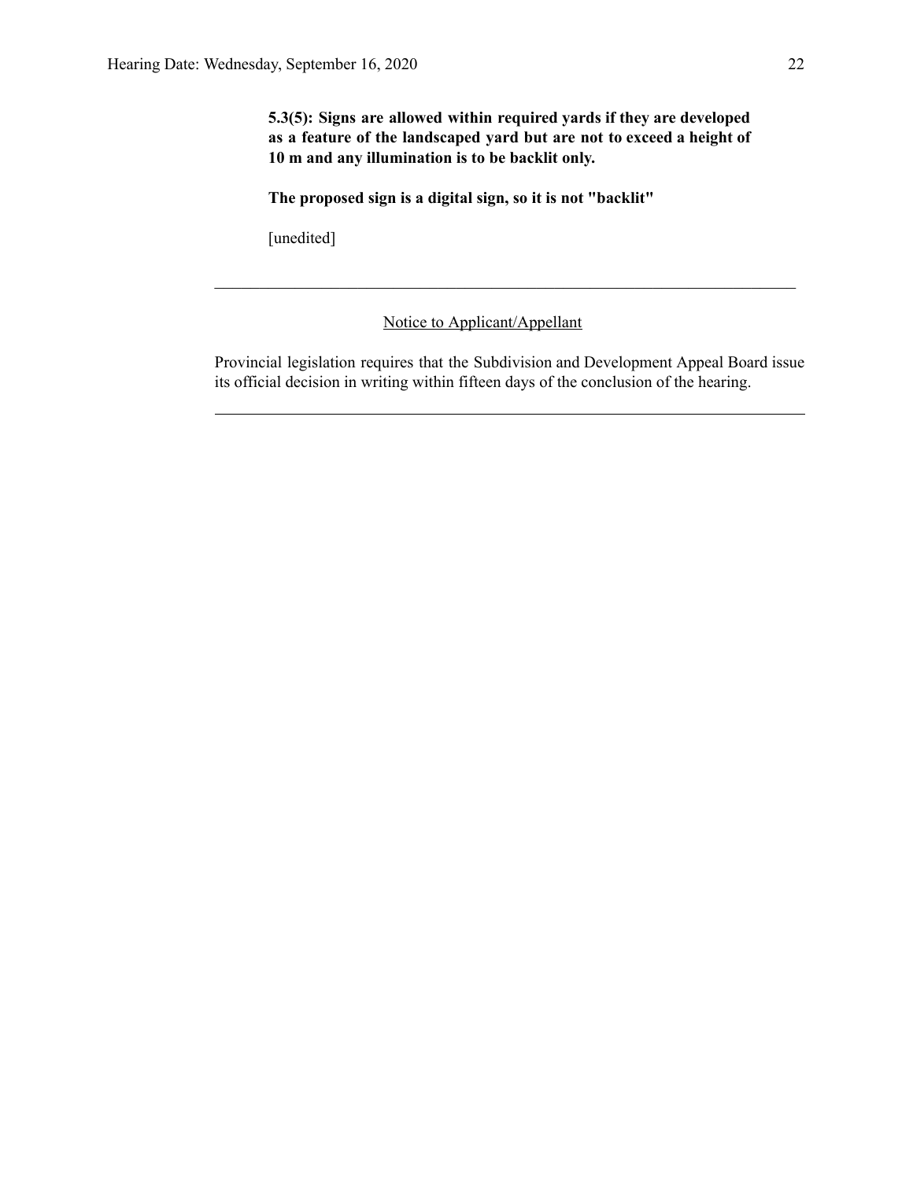**5.3(5): Signs are allowed within required yards if they are developed as a feature of the landscaped yard but are not to exceed a height of 10 m and any illumination is to be backlit only.**

**The proposed sign is a digital sign, so it is not "backlit"**

[unedited]

---

Notice to Applicant/Appellant

Provincial legislation requires that the Subdivision and Development Appeal Board issue its official decision in writing within fifteen days of the conclusion of the hearing.

---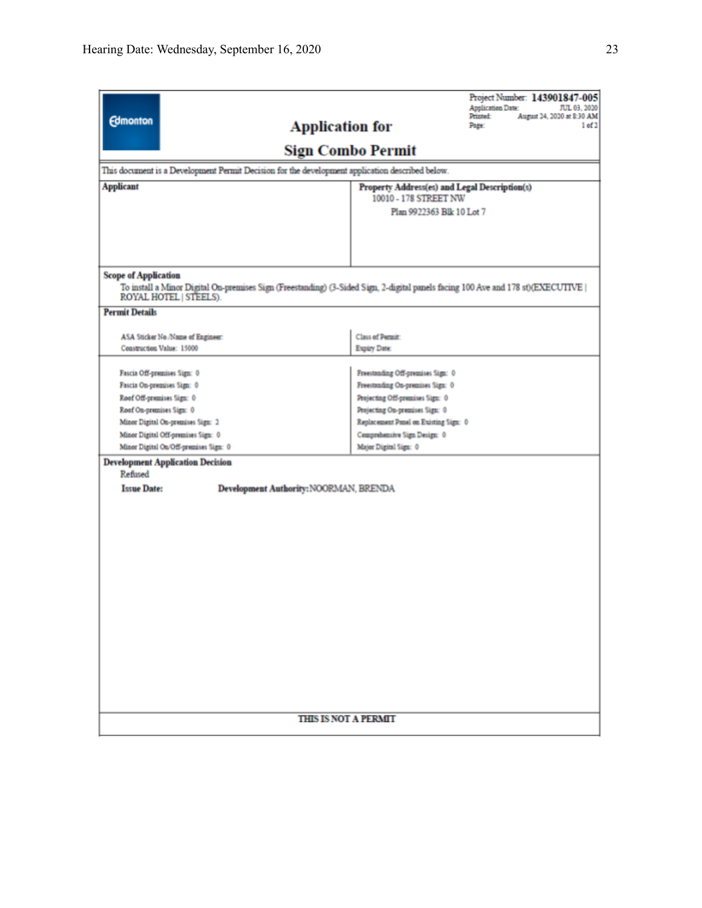Edmonton

# Application for Sign Combo Permit

Project Number: **143901847-005**
Application Date: JUL 03, 2020
Printed: August 24, 2020 at 8:30 AM
Page: 1 of 2

This document is a Development Permit Decision for the development application described below.

| Applicant | Property Address(es) and Legal Description(s) |
|---|---|
| | 10010 - 178 STREET NW<br>Plan 9922363 Blk 10 Lot 7 |

**Scope of Application**

To install a Minor Digital On-premises Sign (Freestanding) (3-Sided Sign, 2-digital panels facing 100 Ave and 178 st)(EXECUTIVE | ROYAL HOTEL | STEELS).

**Permit Details**

| | |
|---|---|
| ASA Sticker No./Name of Engineer: | Class of Permit: |
| Construction Value: 15000 | Expiry Date: |

| | |
|---|---|
| Fascia Off-premises Sign: 0 | Freestanding Off-premises Sign: 0 |
| Fascia On-premises Sign: 0 | Freestanding On-premises Sign: 0 |
| Roof Off-premises Sign: 0 | Projecting Off-premises Sign: 0 |
| Roof On-premises Sign: 0 | Projecting On-premises Sign: 0 |
| Minor Digital On-premises Sign: 2 | Replacement Panel on Existing Sign: 0 |
| Minor Digital Off-premises Sign: 0 | Comprehensive Sign Design: 0 |
| Minor Digital On/Off-premises Sign: 0 | Major Digital Sign: 0 |

**Development Application Decision**

Refused

**Issue Date:** **Development Authority:** NOORMAN, BRENDA

**THIS IS NOT A PERMIT**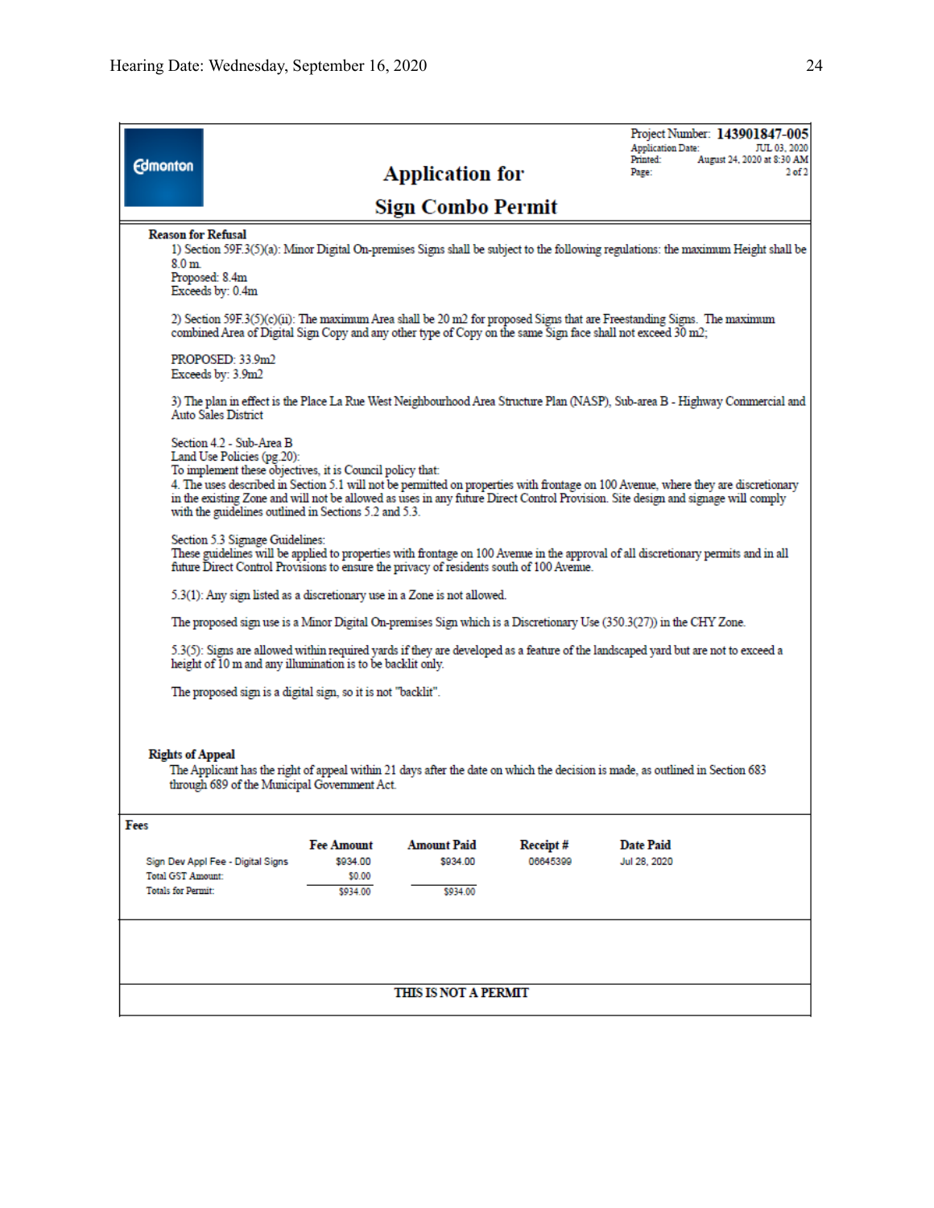Edmonton

# Application for Sign Combo Permit

Project Number: **143901847-005**
Application Date: JUL 03, 2020
Printed: August 24, 2020 at 8:30 AM
Page: 2 of 2

**Reason for Refusal**

1) Section 59F.3(5)(a): Minor Digital On-premises Signs shall be subject to the following regulations: the maximum Height shall be 8.0 m.
Proposed: 8.4m
Exceeds by: 0.4m

2) Section 59F.3(5)(c)(ii): The maximum Area shall be 20 m2 for proposed Signs that are Freestanding Signs. The maximum combined Area of Digital Sign Copy and any other type of Copy on the same Sign face shall not exceed 30 m2;

PROPOSED: 33.9m2
Exceeds by: 3.9m2

3) The plan in effect is the Place La Rue West Neighbourhood Area Structure Plan (NASP), Sub-area B - Highway Commercial and Auto Sales District

Section 4.2 - Sub-Area B
Land Use Policies (pg.20):
To implement these objectives, it is Council policy that:
4. The uses described in Section 5.1 will not be permitted on properties with frontage on 100 Avenue, where they are discretionary in the existing Zone and will not be allowed as uses in any future Direct Control Provision. Site design and signage will comply with the guidelines outlined in Sections 5.2 and 5.3.

Section 5.3 Signage Guidelines:
These guidelines will be applied to properties with frontage on 100 Avenue in the approval of all discretionary permits and in all future Direct Control Provisions to ensure the privacy of residents south of 100 Avenue.

5.3(1): Any sign listed as a discretionary use in a Zone is not allowed.

The proposed sign use is a Minor Digital On-premises Sign which is a Discretionary Use (350.3(27)) in the CHY Zone.

5.3(5): Signs are allowed within required yards if they are developed as a feature of the landscaped yard but are not to exceed a height of 10 m and any illumination is to be backlit only.

The proposed sign is a digital sign, so it is not "backlit".

**Rights of Appeal**

The Applicant has the right of appeal within 21 days after the date on which the decision is made, as outlined in Section 683 through 689 of the Municipal Government Act.

**Fees**

| | Fee Amount | Amount Paid | Receipt # | Date Paid |
|---|---|---|---|---|
| Sign Dev Appl Fee - Digital Signs | $934.00 | $934.00 | 06645399 | Jul 28, 2020 |
| Total GST Amount: | $0.00 | | | |
| Totals for Permit: | $934.00 | $934.00 | | |

**THIS IS NOT A PERMIT**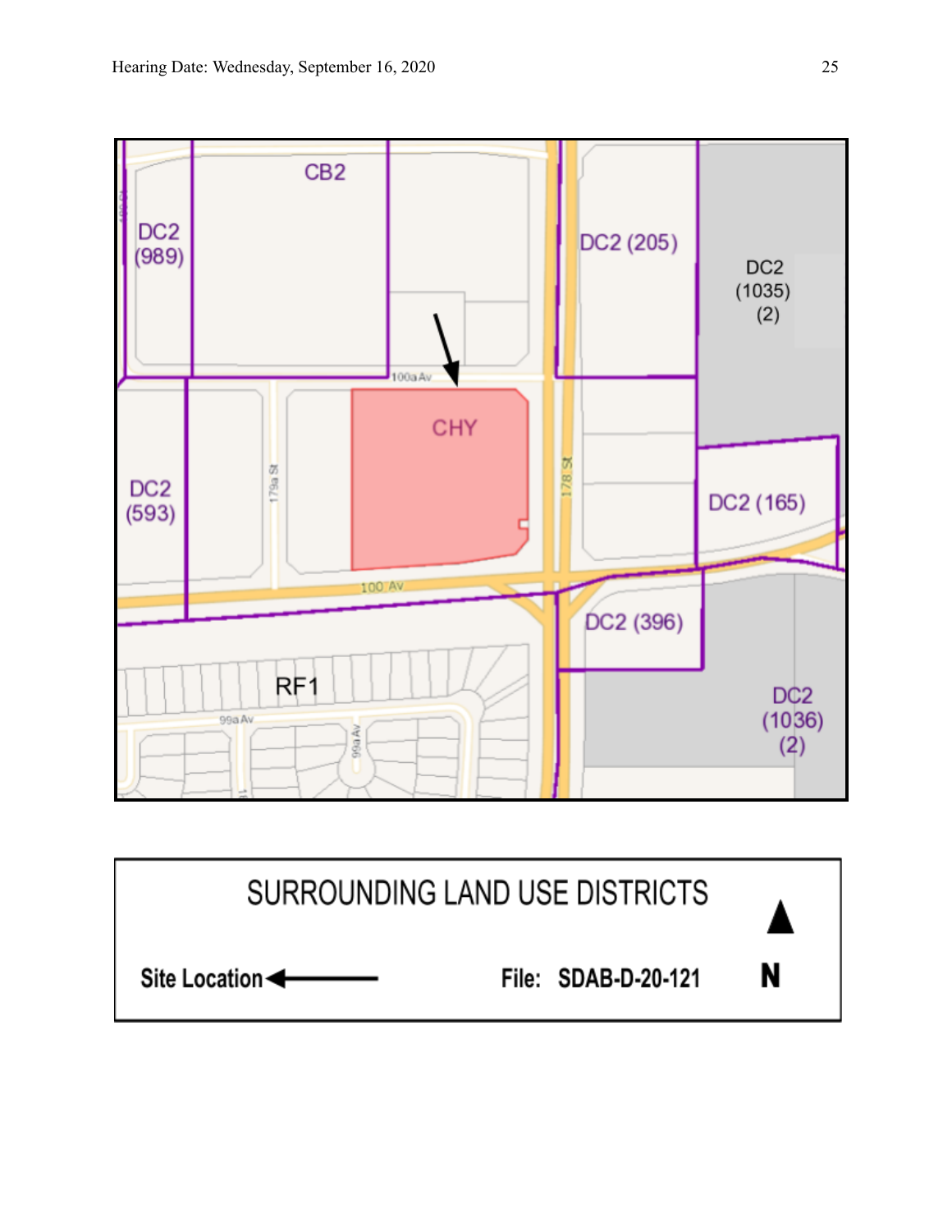CB2

DC2 (989)

DC2 (205)

DC2 (1035) (2)

100a Av

CHY

DC2 (593)

179a St

178 St

DC2 (165)

100 AV

DC2 (396)

RF1

99a Av

99a Av

DC2 (1036) (2)

SURROUNDING LAND USE DISTRICTS

**Site Location** ←

**File: SDAB-D-20-121**

**N**